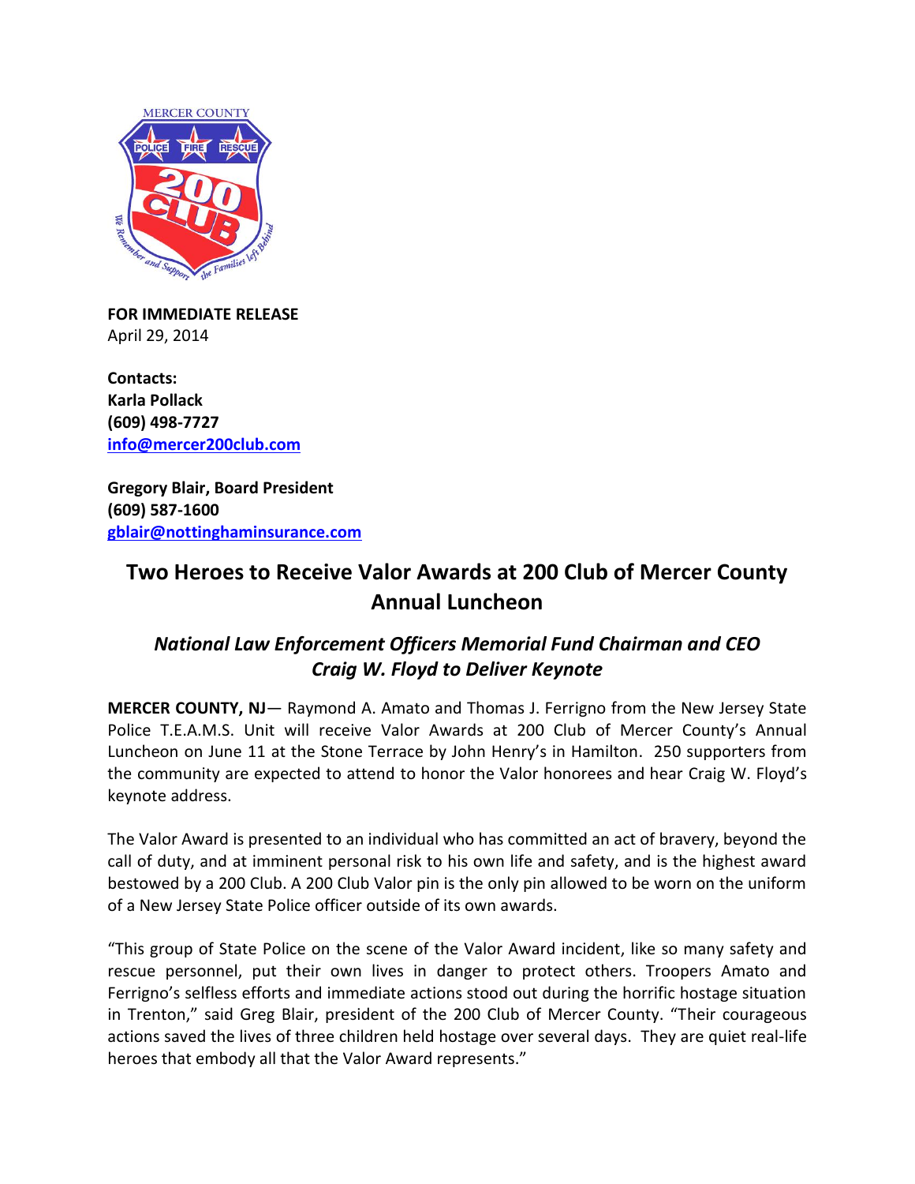**FOR IMMEDIATE RELEASE**
April 29, 2014

**Contacts:**
**Karla Pollack**
**(609) 498-7727**
**info@mercer200club.com**

**Gregory Blair, Board President**
**(609) 587-1600**
**gblair@nottinghaminsurance.com**

# Two Heroes to Receive Valor Awards at 200 Club of Mercer County Annual Luncheon

## *National Law Enforcement Officers Memorial Fund Chairman and CEO Craig W. Floyd to Deliver Keynote*

**MERCER COUNTY, NJ**— Raymond A. Amato and Thomas J. Ferrigno from the New Jersey State Police T.E.A.M.S. Unit will receive Valor Awards at 200 Club of Mercer County's Annual Luncheon on June 11 at the Stone Terrace by John Henry's in Hamilton. 250 supporters from the community are expected to attend to honor the Valor honorees and hear Craig W. Floyd's keynote address.

The Valor Award is presented to an individual who has committed an act of bravery, beyond the call of duty, and at imminent personal risk to his own life and safety, and is the highest award bestowed by a 200 Club. A 200 Club Valor pin is the only pin allowed to be worn on the uniform of a New Jersey State Police officer outside of its own awards.

"This group of State Police on the scene of the Valor Award incident, like so many safety and rescue personnel, put their own lives in danger to protect others. Troopers Amato and Ferrigno's selfless efforts and immediate actions stood out during the horrific hostage situation in Trenton," said Greg Blair, president of the 200 Club of Mercer County. "Their courageous actions saved the lives of three children held hostage over several days. They are quiet real-life heroes that embody all that the Valor Award represents."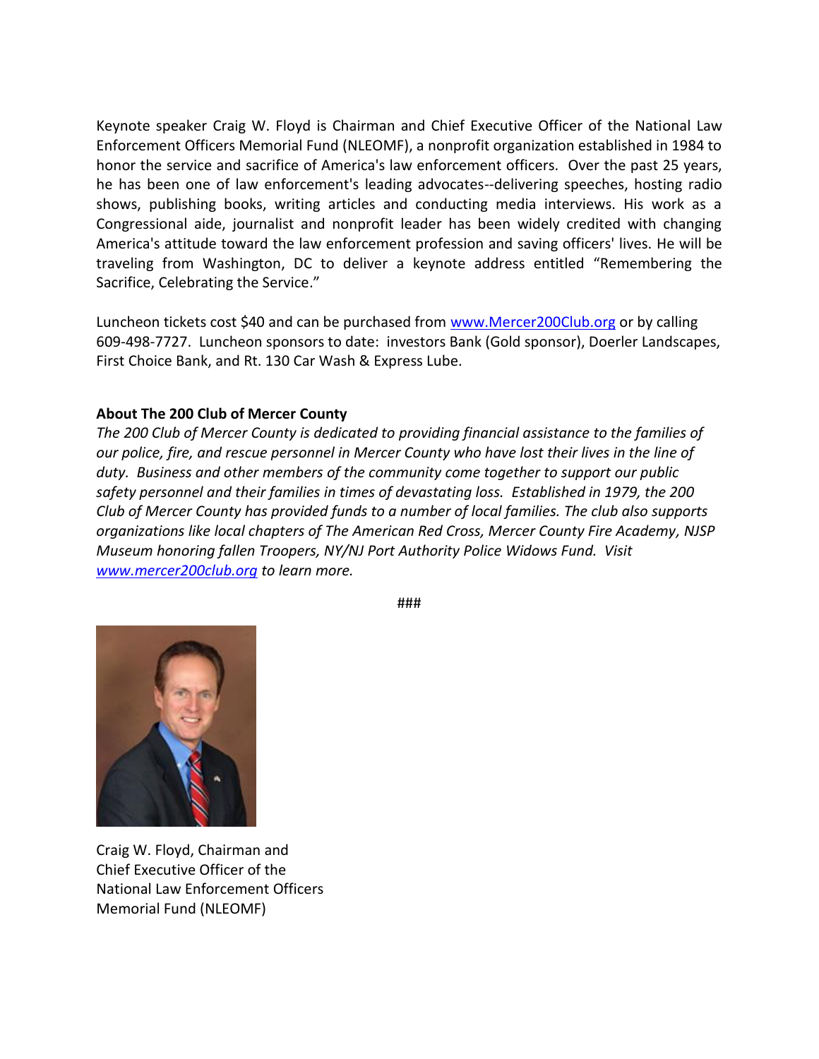Keynote speaker Craig W. Floyd is Chairman and Chief Executive Officer of the National Law Enforcement Officers Memorial Fund (NLEOMF), a nonprofit organization established in 1984 to honor the service and sacrifice of America's law enforcement officers. Over the past 25 years, he has been one of law enforcement's leading advocates--delivering speeches, hosting radio shows, publishing books, writing articles and conducting media interviews. His work as a Congressional aide, journalist and nonprofit leader has been widely credited with changing America's attitude toward the law enforcement profession and saving officers' lives. He will be traveling from Washington, DC to deliver a keynote address entitled "Remembering the Sacrifice, Celebrating the Service."

Luncheon tickets cost $40 and can be purchased from [www.Mercer200Club.org](www.Mercer200Club.org) or by calling 609-498-7727. Luncheon sponsors to date: investors Bank (Gold sponsor), Doerler Landscapes, First Choice Bank, and Rt. 130 Car Wash & Express Lube.

**About The 200 Club of Mercer County**

*The 200 Club of Mercer County is dedicated to providing financial assistance to the families of our police, fire, and rescue personnel in Mercer County who have lost their lives in the line of duty. Business and other members of the community come together to support our public safety personnel and their families in times of devastating loss. Established in 1979, the 200 Club of Mercer County has provided funds to a number of local families. The club also supports organizations like local chapters of The American Red Cross, Mercer County Fire Academy, NJSP Museum honoring fallen Troopers, NY/NJ Port Authority Police Widows Fund. Visit [www.mercer200club.org](www.mercer200club.org) to learn more.*

###

Craig W. Floyd, Chairman and Chief Executive Officer of the National Law Enforcement Officers Memorial Fund (NLEOMF)